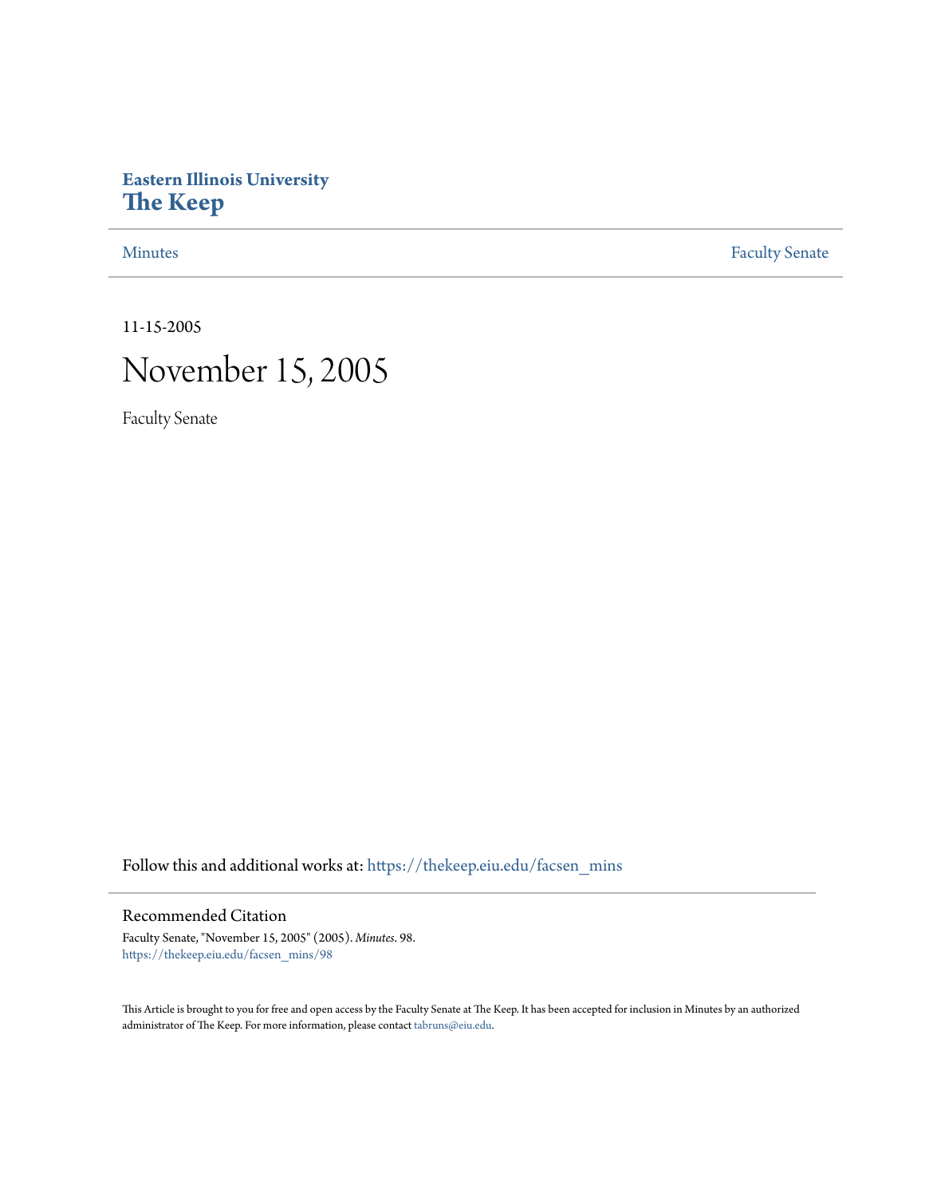**Eastern Illinois University**
**The Keep**

Minutes | Faculty Senate

11-15-2005

# November 15, 2005

Faculty Senate

Follow this and additional works at: https://thekeep.eiu.edu/facsen_mins

## Recommended Citation

Faculty Senate, "November 15, 2005" (2005). *Minutes*. 98.
https://thekeep.eiu.edu/facsen_mins/98

This Article is brought to you for free and open access by the Faculty Senate at The Keep. It has been accepted for inclusion in Minutes by an authorized administrator of The Keep. For more information, please contact tabruns@eiu.edu.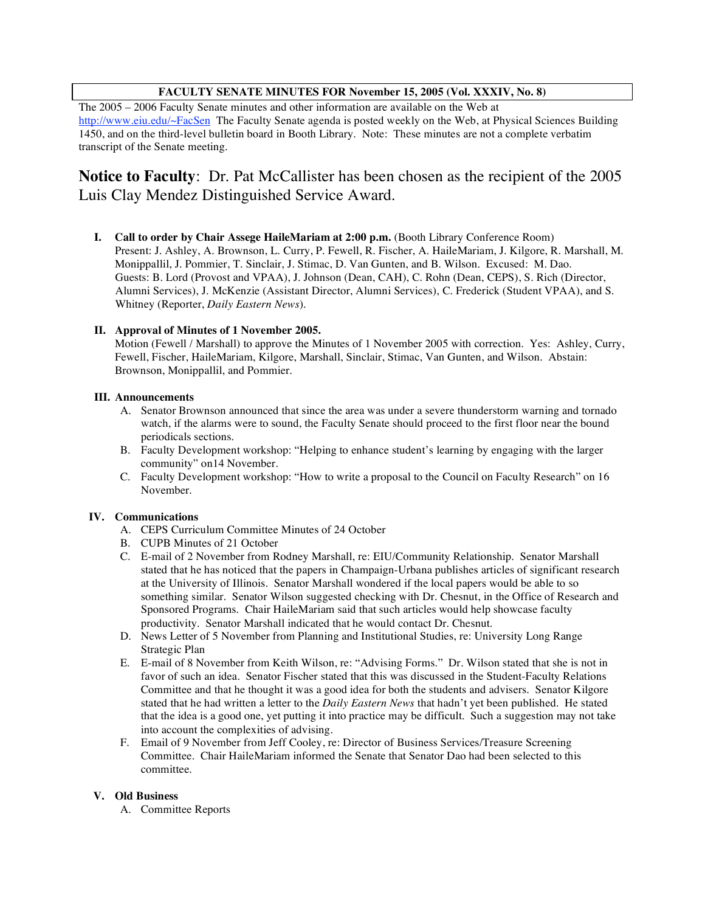**FACULTY SENATE MINUTES FOR November 15, 2005 (Vol. XXXIV, No. 8)**

The 2005 – 2006 Faculty Senate minutes and other information are available on the Web at http://www.eiu.edu/~FacSen The Faculty Senate agenda is posted weekly on the Web, at Physical Sciences Building 1450, and on the third-level bulletin board in Booth Library. Note: These minutes are not a complete verbatim transcript of the Senate meeting.

## **Notice to Faculty**: Dr. Pat McCallister has been chosen as the recipient of the 2005 Luis Clay Mendez Distinguished Service Award.

**I. Call to order by Chair Assege HaileMariam at 2:00 p.m.** (Booth Library Conference Room)
Present: J. Ashley, A. Brownson, L. Curry, P. Fewell, R. Fischer, A. HaileMariam, J. Kilgore, R. Marshall, M. Monippallil, J. Pommier, T. Sinclair, J. Stimac, D. Van Gunten, and B. Wilson. Excused: M. Dao.
Guests: B. Lord (Provost and VPAA), J. Johnson (Dean, CAH), C. Rohn (Dean, CEPS), S. Rich (Director, Alumni Services), J. McKenzie (Assistant Director, Alumni Services), C. Frederick (Student VPAA), and S. Whitney (Reporter, *Daily Eastern News*).

**II. Approval of Minutes of 1 November 2005.**
Motion (Fewell / Marshall) to approve the Minutes of 1 November 2005 with correction. Yes: Ashley, Curry, Fewell, Fischer, HaileMariam, Kilgore, Marshall, Sinclair, Stimac, Van Gunten, and Wilson. Abstain: Brownson, Monippallil, and Pommier.

**III. Announcements**

A. Senator Brownson announced that since the area was under a severe thunderstorm warning and tornado watch, if the alarms were to sound, the Faculty Senate should proceed to the first floor near the bound periodicals sections.

B. Faculty Development workshop: "Helping to enhance student's learning by engaging with the larger community" on14 November.

C. Faculty Development workshop: "How to write a proposal to the Council on Faculty Research" on 16 November.

**IV. Communications**

A. CEPS Curriculum Committee Minutes of 24 October

B. CUPB Minutes of 21 October

C. E-mail of 2 November from Rodney Marshall, re: EIU/Community Relationship. Senator Marshall stated that he has noticed that the papers in Champaign-Urbana publishes articles of significant research at the University of Illinois. Senator Marshall wondered if the local papers would be able to so something similar. Senator Wilson suggested checking with Dr. Chesnut, in the Office of Research and Sponsored Programs. Chair HaileMariam said that such articles would help showcase faculty productivity. Senator Marshall indicated that he would contact Dr. Chesnut.

D. News Letter of 5 November from Planning and Institutional Studies, re: University Long Range Strategic Plan

E. E-mail of 8 November from Keith Wilson, re: "Advising Forms." Dr. Wilson stated that she is not in favor of such an idea. Senator Fischer stated that this was discussed in the Student-Faculty Relations Committee and that he thought it was a good idea for both the students and advisers. Senator Kilgore stated that he had written a letter to the *Daily Eastern News* that hadn't yet been published. He stated that the idea is a good one, yet putting it into practice may be difficult. Such a suggestion may not take into account the complexities of advising.

F. Email of 9 November from Jeff Cooley, re: Director of Business Services/Treasure Screening Committee. Chair HaileMariam informed the Senate that Senator Dao had been selected to this committee.

**V. Old Business**

A. Committee Reports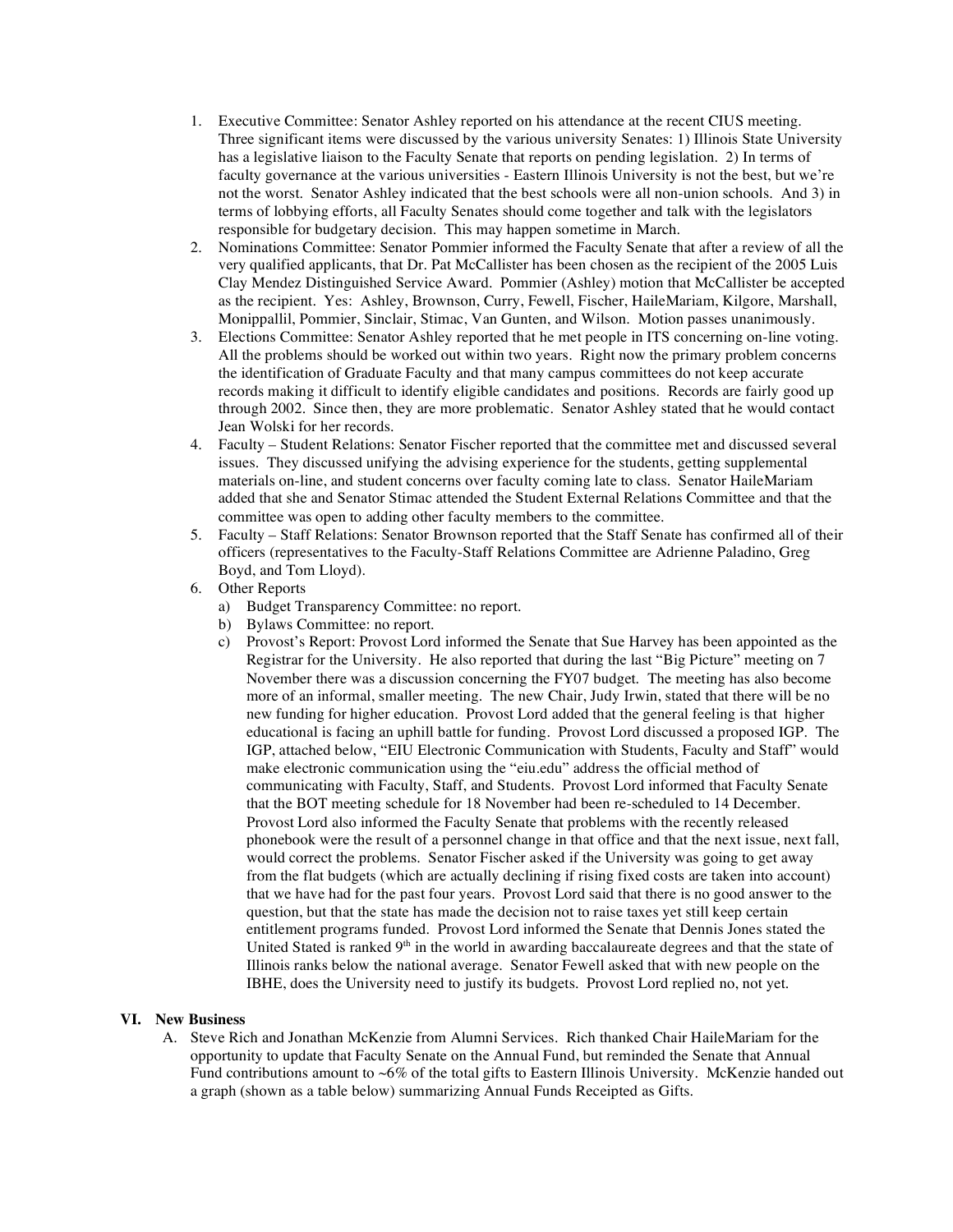1. Executive Committee: Senator Ashley reported on his attendance at the recent CIUS meeting. Three significant items were discussed by the various university Senates: 1) Illinois State University has a legislative liaison to the Faculty Senate that reports on pending legislation. 2) In terms of faculty governance at the various universities - Eastern Illinois University is not the best, but we're not the worst. Senator Ashley indicated that the best schools were all non-union schools. And 3) in terms of lobbying efforts, all Faculty Senates should come together and talk with the legislators responsible for budgetary decision. This may happen sometime in March.
2. Nominations Committee: Senator Pommier informed the Faculty Senate that after a review of all the very qualified applicants, that Dr. Pat McCallister has been chosen as the recipient of the 2005 Luis Clay Mendez Distinguished Service Award. Pommier (Ashley) motion that McCallister be accepted as the recipient. Yes: Ashley, Brownson, Curry, Fewell, Fischer, HaileMariam, Kilgore, Marshall, Monippallil, Pommier, Sinclair, Stimac, Van Gunten, and Wilson. Motion passes unanimously.
3. Elections Committee: Senator Ashley reported that he met people in ITS concerning on-line voting. All the problems should be worked out within two years. Right now the primary problem concerns the identification of Graduate Faculty and that many campus committees do not keep accurate records making it difficult to identify eligible candidates and positions. Records are fairly good up through 2002. Since then, they are more problematic. Senator Ashley stated that he would contact Jean Wolski for her records.
4. Faculty – Student Relations: Senator Fischer reported that the committee met and discussed several issues. They discussed unifying the advising experience for the students, getting supplemental materials on-line, and student concerns over faculty coming late to class. Senator HaileMariam added that she and Senator Stimac attended the Student External Relations Committee and that the committee was open to adding other faculty members to the committee.
5. Faculty – Staff Relations: Senator Brownson reported that the Staff Senate has confirmed all of their officers (representatives to the Faculty-Staff Relations Committee are Adrienne Paladino, Greg Boyd, and Tom Lloyd).
6. Other Reports
   a) Budget Transparency Committee: no report.
   b) Bylaws Committee: no report.
   c) Provost's Report: Provost Lord informed the Senate that Sue Harvey has been appointed as the Registrar for the University. He also reported that during the last "Big Picture" meeting on 7 November there was a discussion concerning the FY07 budget. The meeting has also become more of an informal, smaller meeting. The new Chair, Judy Irwin, stated that there will be no new funding for higher education. Provost Lord added that the general feeling is that higher educational is facing an uphill battle for funding. Provost Lord discussed a proposed IGP. The IGP, attached below, "EIU Electronic Communication with Students, Faculty and Staff" would make electronic communication using the "eiu.edu" address the official method of communicating with Faculty, Staff, and Students. Provost Lord informed that Faculty Senate that the BOT meeting schedule for 18 November had been re-scheduled to 14 December. Provost Lord also informed the Faculty Senate that problems with the recently released phonebook were the result of a personnel change in that office and that the next issue, next fall, would correct the problems. Senator Fischer asked if the University was going to get away from the flat budgets (which are actually declining if rising fixed costs are taken into account) that we have had for the past four years. Provost Lord said that there is no good answer to the question, but that the state has made the decision not to raise taxes yet still keep certain entitlement programs funded. Provost Lord informed the Senate that Dennis Jones stated the United Stated is ranked 9th in the world in awarding baccalaureate degrees and that the state of Illinois ranks below the national average. Senator Fewell asked that with new people on the IBHE, does the University need to justify its budgets. Provost Lord replied no, not yet.

## VI. New Business

A. Steve Rich and Jonathan McKenzie from Alumni Services. Rich thanked Chair HaileMariam for the opportunity to update that Faculty Senate on the Annual Fund, but reminded the Senate that Annual Fund contributions amount to ~6% of the total gifts to Eastern Illinois University. McKenzie handed out a graph (shown as a table below) summarizing Annual Funds Receipted as Gifts.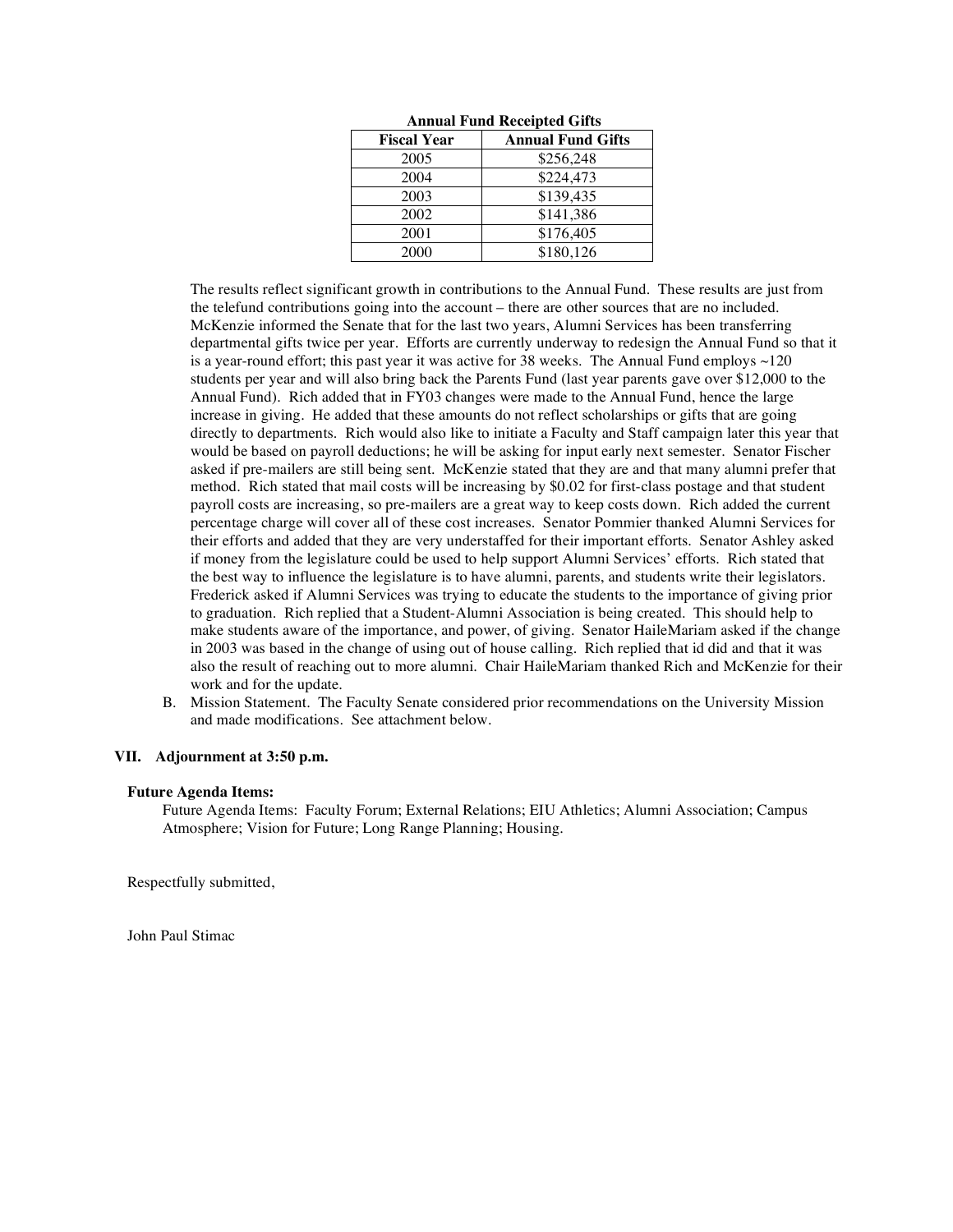**Annual Fund Receipted Gifts**

| Fiscal Year | Annual Fund Gifts |
|---|---|
| 2005 | $256,248 |
| 2004 | $224,473 |
| 2003 | $139,435 |
| 2002 | $141,386 |
| 2001 | $176,405 |
| 2000 | $180,126 |

The results reflect significant growth in contributions to the Annual Fund. These results are just from the telefund contributions going into the account – there are other sources that are no included. McKenzie informed the Senate that for the last two years, Alumni Services has been transferring departmental gifts twice per year. Efforts are currently underway to redesign the Annual Fund so that it is a year-round effort; this past year it was active for 38 weeks. The Annual Fund employs ~120 students per year and will also bring back the Parents Fund (last year parents gave over $12,000 to the Annual Fund). Rich added that in FY03 changes were made to the Annual Fund, hence the large increase in giving. He added that these amounts do not reflect scholarships or gifts that are going directly to departments. Rich would also like to initiate a Faculty and Staff campaign later this year that would be based on payroll deductions; he will be asking for input early next semester. Senator Fischer asked if pre-mailers are still being sent. McKenzie stated that they are and that many alumni prefer that method. Rich stated that mail costs will be increasing by $0.02 for first-class postage and that student payroll costs are increasing, so pre-mailers are a great way to keep costs down. Rich added the current percentage charge will cover all of these cost increases. Senator Pommier thanked Alumni Services for their efforts and added that they are very understaffed for their important efforts. Senator Ashley asked if money from the legislature could be used to help support Alumni Services' efforts. Rich stated that the best way to influence the legislature is to have alumni, parents, and students write their legislators. Frederick asked if Alumni Services was trying to educate the students to the importance of giving prior to graduation. Rich replied that a Student-Alumni Association is being created. This should help to make students aware of the importance, and power, of giving. Senator HaileMariam asked if the change in 2003 was based in the change of using out of house calling. Rich replied that id did and that it was also the result of reaching out to more alumni. Chair HaileMariam thanked Rich and McKenzie for their work and for the update.

B. Mission Statement. The Faculty Senate considered prior recommendations on the University Mission and made modifications. See attachment below.

## VII. Adjournment at 3:50 p.m.

**Future Agenda Items:**

Future Agenda Items: Faculty Forum; External Relations; EIU Athletics; Alumni Association; Campus Atmosphere; Vision for Future; Long Range Planning; Housing.

Respectfully submitted,

John Paul Stimac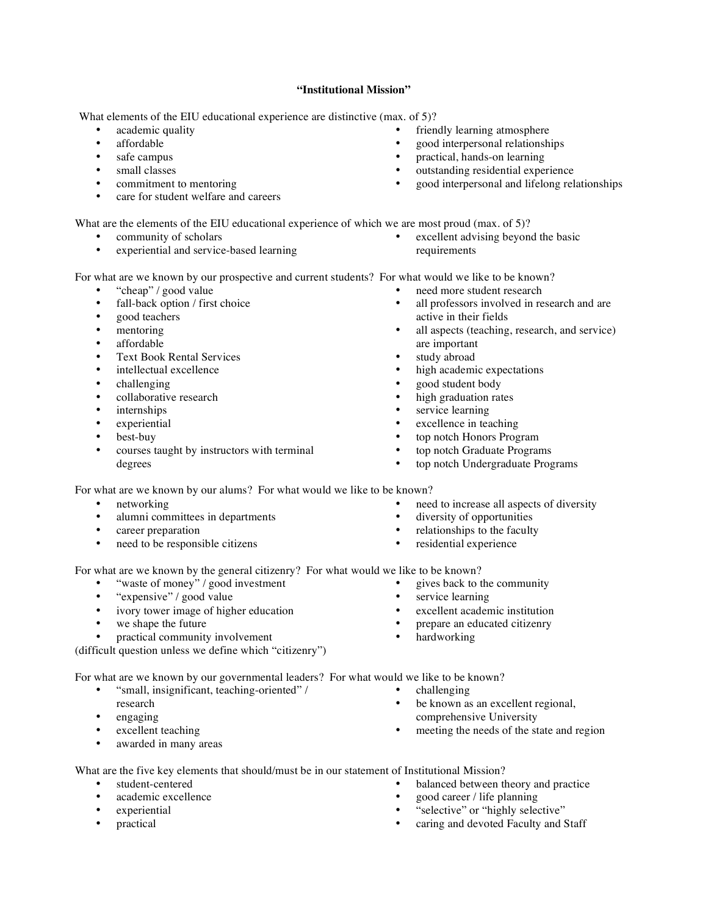### "Institutional Mission"

What elements of the EIU educational experience are distinctive (max. of 5)?

- academic quality
- affordable
- safe campus
- small classes
- commitment to mentoring
- care for student welfare and careers
- friendly learning atmosphere
- good interpersonal relationships
- practical, hands-on learning
- outstanding residential experience
- good interpersonal and lifelong relationships

What are the elements of the EIU educational experience of which we are most proud (max. of 5)?

- community of scholars
- experiential and service-based learning
- excellent advising beyond the basic requirements

For what are we known by our prospective and current students? For what would we like to be known?

- "cheap" / good value
- fall-back option / first choice
- good teachers
- mentoring
- affordable
- Text Book Rental Services
- intellectual excellence
- challenging
- collaborative research
- internships
- experiential
- best-buy
- courses taught by instructors with terminal degrees
- need more student research
- all professors involved in research and are active in their fields
- all aspects (teaching, research, and service) are important
- study abroad
- high academic expectations
- good student body
- high graduation rates
- service learning
- excellence in teaching
- top notch Honors Program
- top notch Graduate Programs
- top notch Undergraduate Programs

For what are we known by our alums? For what would we like to be known?

- networking
- alumni committees in departments
- career preparation
- need to be responsible citizens
- need to increase all aspects of diversity
- diversity of opportunities
- relationships to the faculty
- residential experience

For what are we known by the general citizenry? For what would we like to be known?

- "waste of money" / good investment
- "expensive" / good value
- ivory tower image of higher education
- we shape the future
- practical community involvement
- gives back to the community
- service learning
- excellent academic institution
- prepare an educated citizenry
- hardworking

(difficult question unless we define which "citizenry")

For what are we known by our governmental leaders? For what would we like to be known?

- "small, insignificant, teaching-oriented" / research
- engaging
- excellent teaching
- awarded in many areas
- challenging
- be known as an excellent regional, comprehensive University
- meeting the needs of the state and region

What are the five key elements that should/must be in our statement of Institutional Mission?

- student-centered
- academic excellence
- experiential
- practical
- balanced between theory and practice
- good career / life planning
- "selective" or "highly selective"
- caring and devoted Faculty and Staff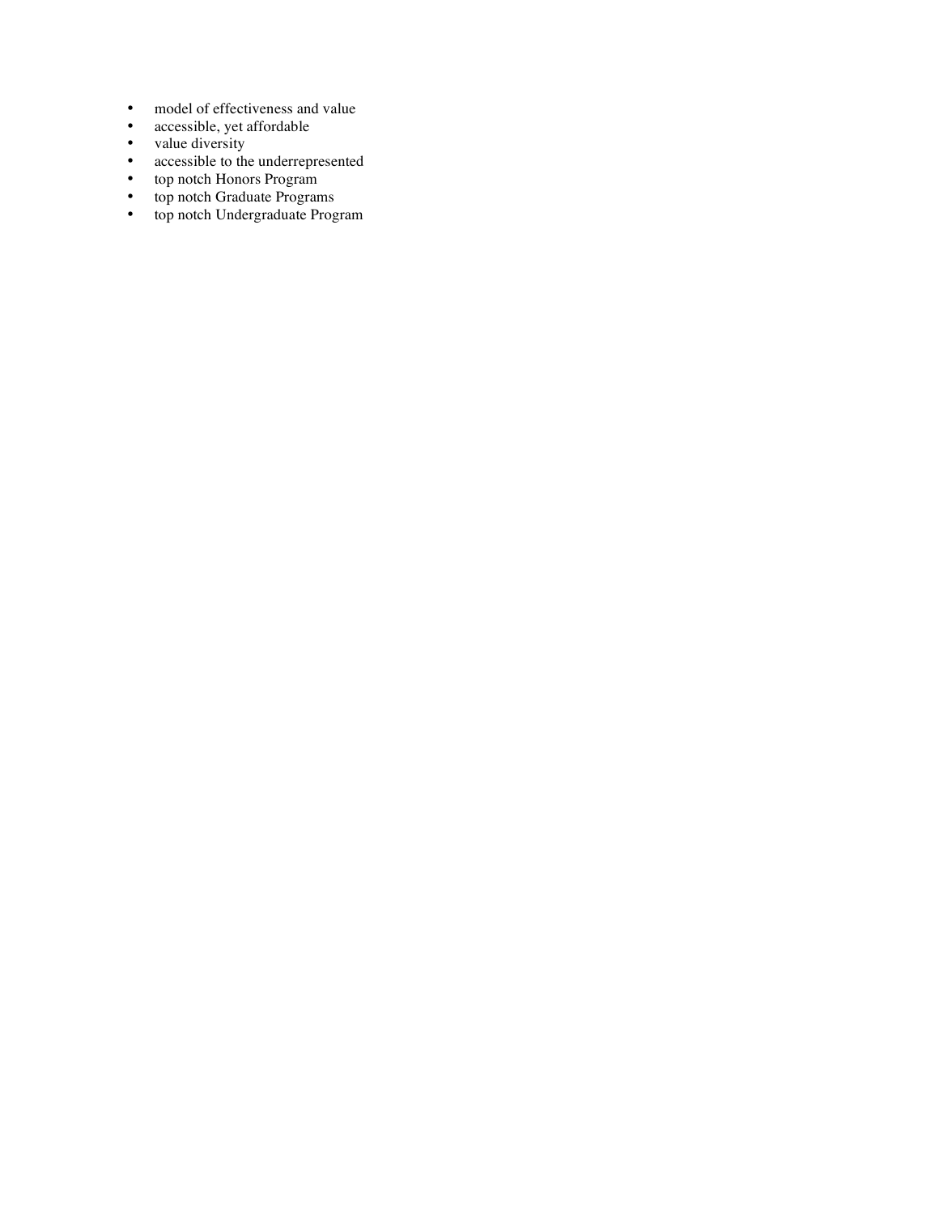- model of effectiveness and value
- accessible, yet affordable
- value diversity
- accessible to the underrepresented
- top notch Honors Program
- top notch Graduate Programs
- top notch Undergraduate Program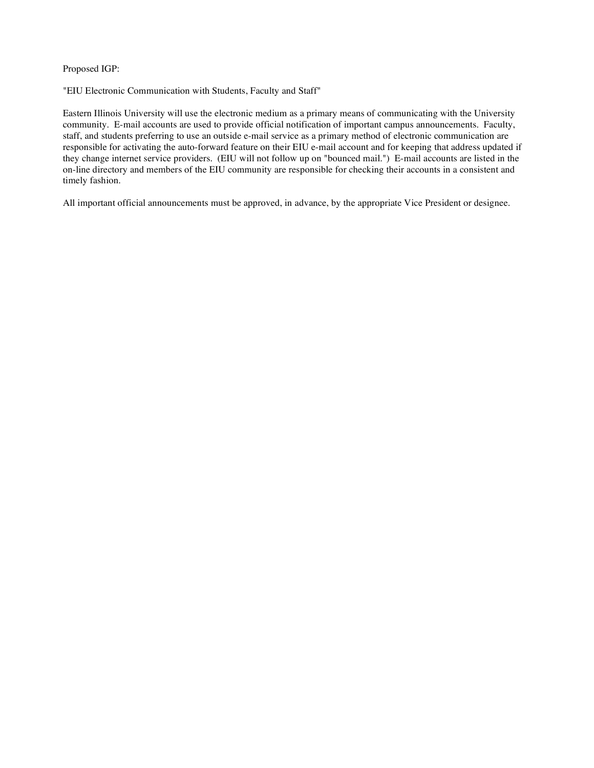Proposed IGP:

"EIU Electronic Communication with Students, Faculty and Staff"

Eastern Illinois University will use the electronic medium as a primary means of communicating with the University community. E-mail accounts are used to provide official notification of important campus announcements. Faculty, staff, and students preferring to use an outside e-mail service as a primary method of electronic communication are responsible for activating the auto-forward feature on their EIU e-mail account and for keeping that address updated if they change internet service providers. (EIU will not follow up on "bounced mail.") E-mail accounts are listed in the on-line directory and members of the EIU community are responsible for checking their accounts in a consistent and timely fashion.

All important official announcements must be approved, in advance, by the appropriate Vice President or designee.